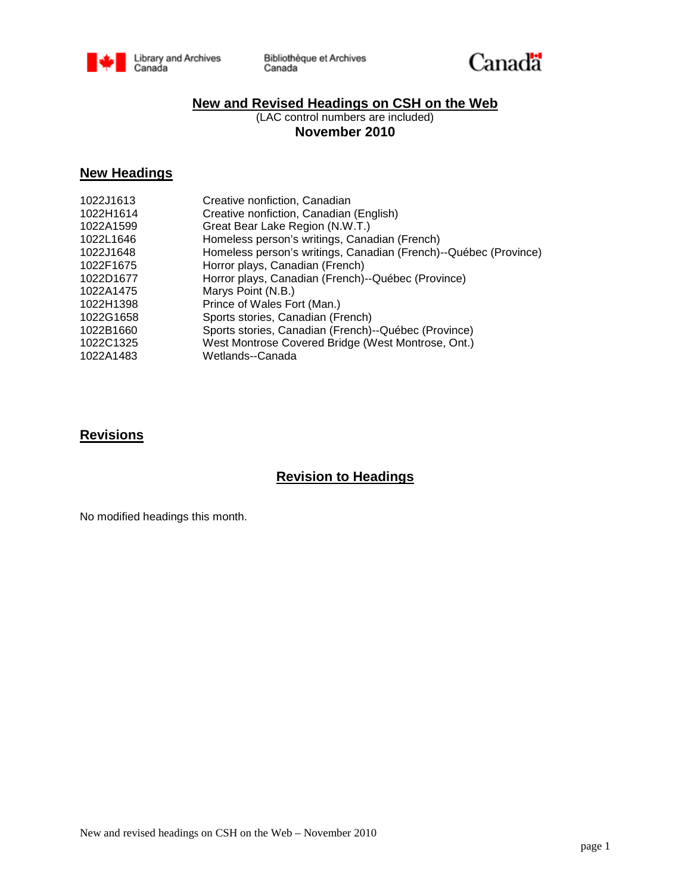Library and Archives Canada | Bibliothèque et Archives Canada | Canada

# New and Revised Headings on CSH on the Web

(LAC control numbers are included)

**November 2010**

## New Headings

| | |
|---|---|
| 1022J1613 | Creative nonfiction, Canadian |
| 1022H1614 | Creative nonfiction, Canadian (English) |
| 1022A1599 | Great Bear Lake Region (N.W.T.) |
| 1022L1646 | Homeless person's writings, Canadian (French) |
| 1022J1648 | Homeless person's writings, Canadian (French)--Québec (Province) |
| 1022F1675 | Horror plays, Canadian (French) |
| 1022D1677 | Horror plays, Canadian (French)--Québec (Province) |
| 1022A1475 | Marys Point (N.B.) |
| 1022H1398 | Prince of Wales Fort (Man.) |
| 1022G1658 | Sports stories, Canadian (French) |
| 1022B1660 | Sports stories, Canadian (French)--Québec (Province) |
| 1022C1325 | West Montrose Covered Bridge (West Montrose, Ont.) |
| 1022A1483 | Wetlands--Canada |

## Revisions

### Revision to Headings

No modified headings this month.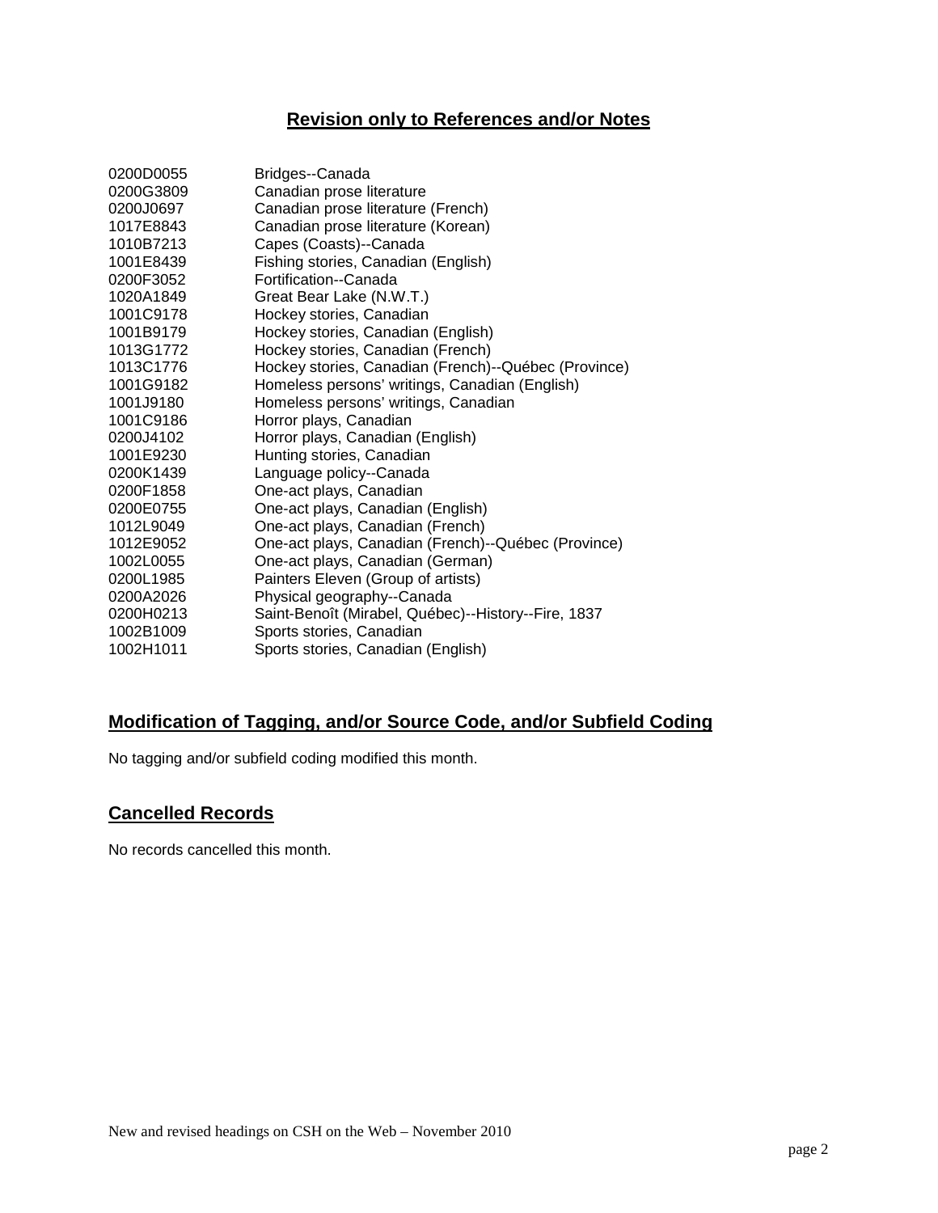## Revision only to References and/or Notes

| | |
|---|---|
| 0200D0055 | Bridges--Canada |
| 0200G3809 | Canadian prose literature |
| 0200J0697 | Canadian prose literature (French) |
| 1017E8843 | Canadian prose literature (Korean) |
| 1010B7213 | Capes (Coasts)--Canada |
| 1001E8439 | Fishing stories, Canadian (English) |
| 0200F3052 | Fortification--Canada |
| 1020A1849 | Great Bear Lake (N.W.T.) |
| 1001C9178 | Hockey stories, Canadian |
| 1001B9179 | Hockey stories, Canadian (English) |
| 1013G1772 | Hockey stories, Canadian (French) |
| 1013C1776 | Hockey stories, Canadian (French)--Québec (Province) |
| 1001G9182 | Homeless persons' writings, Canadian (English) |
| 1001J9180 | Homeless persons' writings, Canadian |
| 1001C9186 | Horror plays, Canadian |
| 0200J4102 | Horror plays, Canadian (English) |
| 1001E9230 | Hunting stories, Canadian |
| 0200K1439 | Language policy--Canada |
| 0200F1858 | One-act plays, Canadian |
| 0200E0755 | One-act plays, Canadian (English) |
| 1012L9049 | One-act plays, Canadian (French) |
| 1012E9052 | One-act plays, Canadian (French)--Québec (Province) |
| 1002L0055 | One-act plays, Canadian (German) |
| 0200L1985 | Painters Eleven (Group of artists) |
| 0200A2026 | Physical geography--Canada |
| 0200H0213 | Saint-Benoît (Mirabel, Québec)--History--Fire, 1837 |
| 1002B1009 | Sports stories, Canadian |
| 1002H1011 | Sports stories, Canadian (English) |

## Modification of Tagging, and/or Source Code, and/or Subfield Coding

No tagging and/or subfield coding modified this month.

## Cancelled Records

No records cancelled this month.